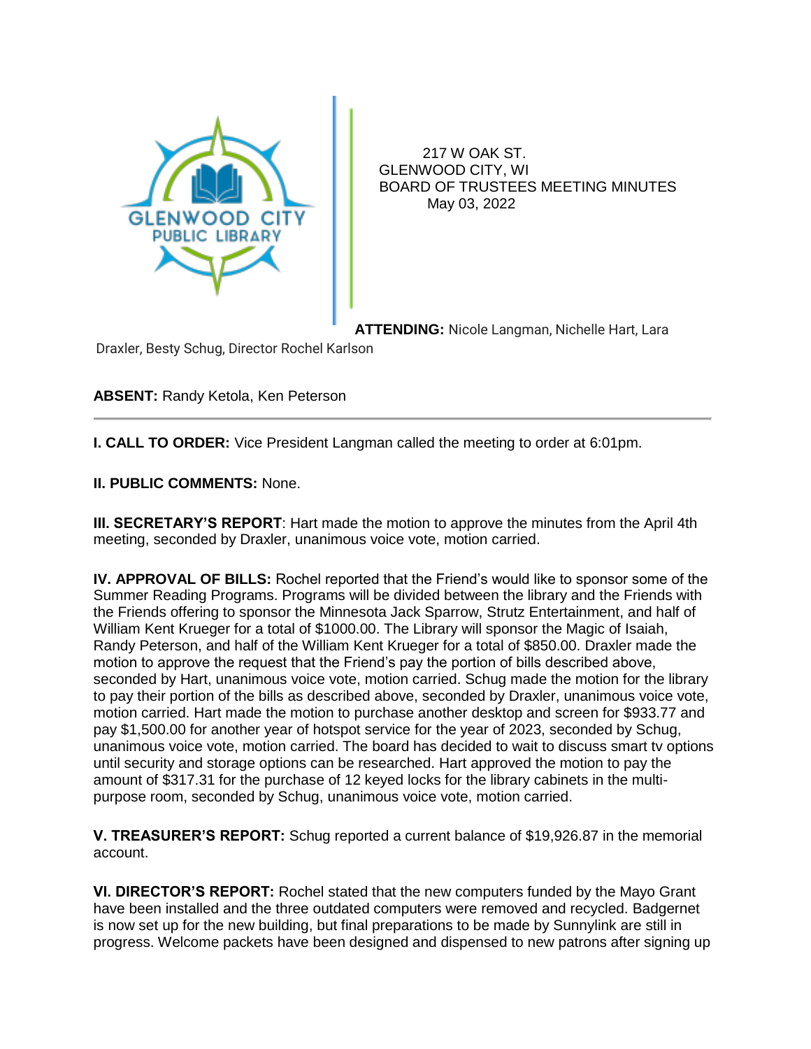217 W OAK ST.
GLENWOOD CITY, WI
BOARD OF TRUSTEES MEETING MINUTES
May 03, 2022

**ATTENDING:** Nicole Langman, Nichelle Hart, Lara Draxler, Besty Schug, Director Rochel Karlson

**ABSENT:** Randy Ketola, Ken Peterson

---

**I. CALL TO ORDER:** Vice President Langman called the meeting to order at 6:01pm.

**II. PUBLIC COMMENTS:** None.

**III. SECRETARY'S REPORT**: Hart made the motion to approve the minutes from the April 4th meeting, seconded by Draxler, unanimous voice vote, motion carried.

**IV. APPROVAL OF BILLS:** Rochel reported that the Friend's would like to sponsor some of the Summer Reading Programs. Programs will be divided between the library and the Friends with the Friends offering to sponsor the Minnesota Jack Sparrow, Strutz Entertainment, and half of William Kent Krueger for a total of $1000.00. The Library will sponsor the Magic of Isaiah, Randy Peterson, and half of the William Kent Krueger for a total of $850.00. Draxler made the motion to approve the request that the Friend's pay the portion of bills described above, seconded by Hart, unanimous voice vote, motion carried. Schug made the motion for the library to pay their portion of the bills as described above, seconded by Draxler, unanimous voice vote, motion carried. Hart made the motion to purchase another desktop and screen for $933.77 and pay $1,500.00 for another year of hotspot service for the year of 2023, seconded by Schug, unanimous voice vote, motion carried. The board has decided to wait to discuss smart tv options until security and storage options can be researched. Hart approved the motion to pay the amount of $317.31 for the purchase of 12 keyed locks for the library cabinets in the multi-purpose room, seconded by Schug, unanimous voice vote, motion carried.

**V. TREASURER'S REPORT:** Schug reported a current balance of $19,926.87 in the memorial account.

**VI. DIRECTOR'S REPORT:** Rochel stated that the new computers funded by the Mayo Grant have been installed and the three outdated computers were removed and recycled. Badgernet is now set up for the new building, but final preparations to be made by Sunnylink are still in progress. Welcome packets have been designed and dispensed to new patrons after signing up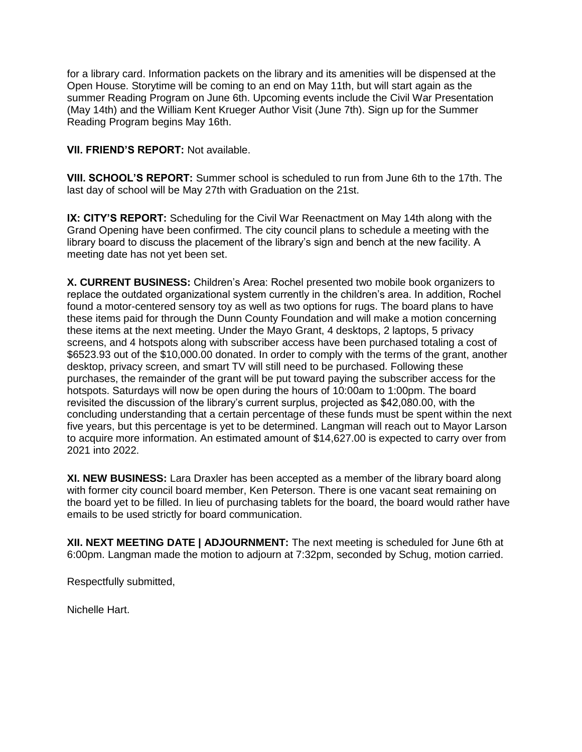for a library card. Information packets on the library and its amenities will be dispensed at the Open House. Storytime will be coming to an end on May 11th, but will start again as the summer Reading Program on June 6th. Upcoming events include the Civil War Presentation (May 14th) and the William Kent Krueger Author Visit (June 7th). Sign up for the Summer Reading Program begins May 16th.

**VII. FRIEND'S REPORT:** Not available.

**VIII. SCHOOL'S REPORT:** Summer school is scheduled to run from June 6th to the 17th. The last day of school will be May 27th with Graduation on the 21st.

**IX: CITY'S REPORT:** Scheduling for the Civil War Reenactment on May 14th along with the Grand Opening have been confirmed. The city council plans to schedule a meeting with the library board to discuss the placement of the library's sign and bench at the new facility. A meeting date has not yet been set.

**X. CURRENT BUSINESS:** Children's Area: Rochel presented two mobile book organizers to replace the outdated organizational system currently in the children's area. In addition, Rochel found a motor-centered sensory toy as well as two options for rugs. The board plans to have these items paid for through the Dunn County Foundation and will make a motion concerning these items at the next meeting. Under the Mayo Grant, 4 desktops, 2 laptops, 5 privacy screens, and 4 hotspots along with subscriber access have been purchased totaling a cost of $6523.93 out of the $10,000.00 donated. In order to comply with the terms of the grant, another desktop, privacy screen, and smart TV will still need to be purchased. Following these purchases, the remainder of the grant will be put toward paying the subscriber access for the hotspots. Saturdays will now be open during the hours of 10:00am to 1:00pm. The board revisited the discussion of the library's current surplus, projected as $42,080.00, with the concluding understanding that a certain percentage of these funds must be spent within the next five years, but this percentage is yet to be determined. Langman will reach out to Mayor Larson to acquire more information. An estimated amount of $14,627.00 is expected to carry over from 2021 into 2022.

**XI. NEW BUSINESS:** Lara Draxler has been accepted as a member of the library board along with former city council board member, Ken Peterson. There is one vacant seat remaining on the board yet to be filled. In lieu of purchasing tablets for the board, the board would rather have emails to be used strictly for board communication.

**XII. NEXT MEETING DATE | ADJOURNMENT:** The next meeting is scheduled for June 6th at 6:00pm. Langman made the motion to adjourn at 7:32pm, seconded by Schug, motion carried.

Respectfully submitted,

Nichelle Hart.